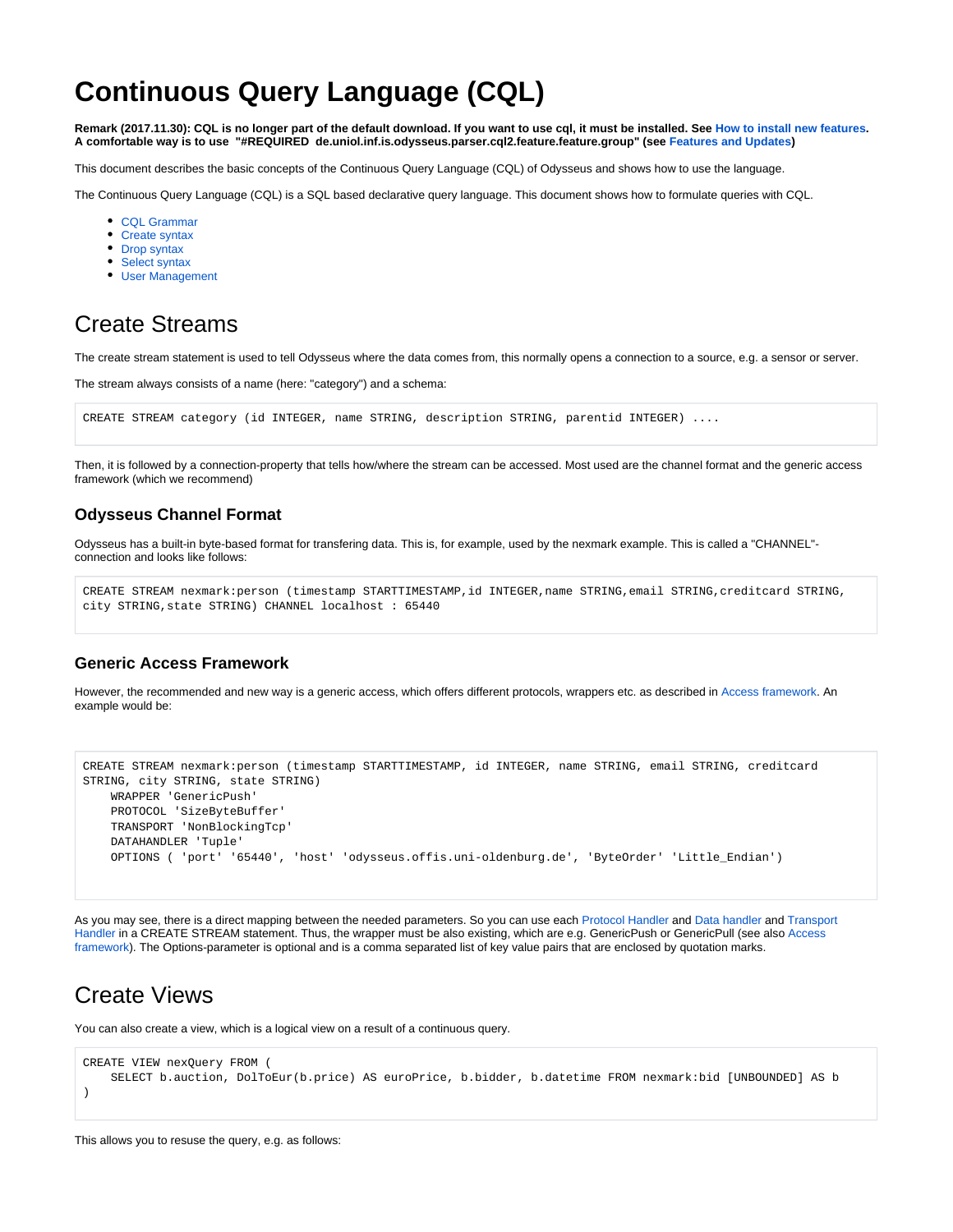# Continuous Query Language (CQL)

**Remark (2017.11.30): CQL is no longer part of the default download. If you want to use cql, it must be installed. See How to install new features. A comfortable way is to use "#REQUIRED de.uniol.inf.is.odysseus.parser.cql2.feature.feature.group" (see Features and Updates)**

This document describes the basic concepts of the Continuous Query Language (CQL) of Odysseus and shows how to use the language.

The Continuous Query Language (CQL) is a SQL based declarative query language. This document shows how to formulate queries with CQL.

- CQL Grammar
- Create syntax
- Drop syntax
- Select syntax
- User Management

## Create Streams

The create stream statement is used to tell Odysseus where the data comes from, this normally opens a connection to a source, e.g. a sensor or server.

The stream always consists of a name (here: "category") and a schema:

```
CREATE STREAM category (id INTEGER, name STRING, description STRING, parentid INTEGER) ....
```

Then, it is followed by a connection-property that tells how/where the stream can be accessed. Most used are the channel format and the generic access framework (which we recommend)

### Odysseus Channel Format

Odysseus has a built-in byte-based format for transfering data. This is, for example, used by the nexmark example. This is called a "CHANNEL"-connection and looks like follows:

```
CREATE STREAM nexmark:person (timestamp STARTTIMESTAMP,id INTEGER,name STRING,email STRING,creditcard STRING,
city STRING,state STRING) CHANNEL localhost : 65440
```

### Generic Access Framework

However, the recommended and new way is a generic access, which offers different protocols, wrappers etc. as described in Access framework. An example would be:

```
CREATE STREAM nexmark:person (timestamp STARTTIMESTAMP, id INTEGER, name STRING, email STRING, creditcard
STRING, city STRING, state STRING)
    WRAPPER 'GenericPush'
    PROTOCOL 'SizeByteBuffer'
    TRANSPORT 'NonBlockingTcp'
    DATAHANDLER 'Tuple'
    OPTIONS ( 'port' '65440', 'host' 'odysseus.offis.uni-oldenburg.de', 'ByteOrder' 'Little_Endian')
```

As you may see, there is a direct mapping between the needed parameters. So you can use each Protocol Handler and Data handler and Transport Handler in a CREATE STREAM statement. Thus, the wrapper must be also existing, which are e.g. GenericPush or GenericPull (see also Access framework). The Options-parameter is optional and is a comma separated list of key value pairs that are enclosed by quotation marks.

## Create Views

You can also create a view, which is a logical view on a result of a continuous query.

```
CREATE VIEW nexQuery FROM (
    SELECT b.auction, DolToEur(b.price) AS euroPrice, b.bidder, b.datetime FROM nexmark:bid [UNBOUNDED] AS b
)
```

This allows you to resuse the query, e.g. as follows: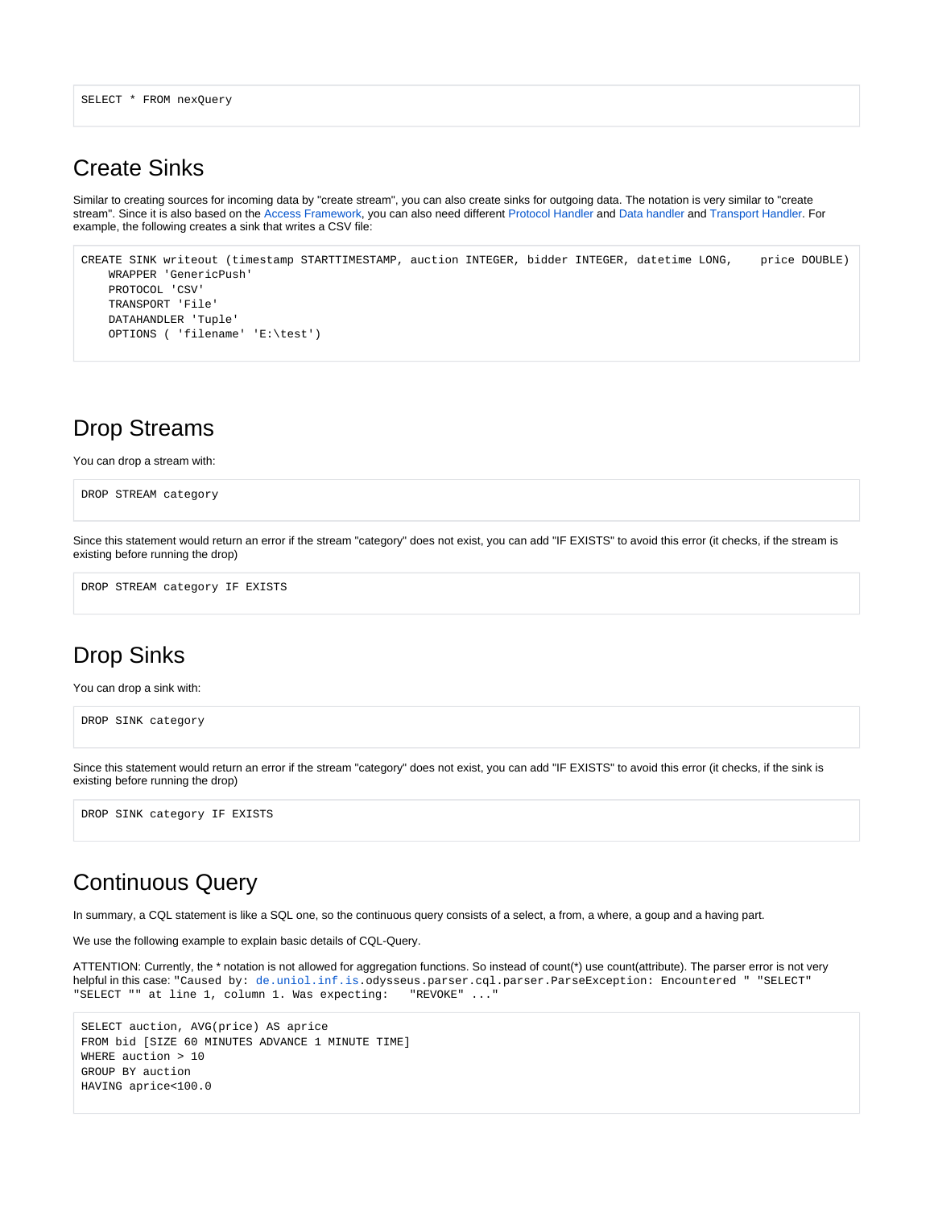```
SELECT * FROM nexQuery
```

## Create Sinks

Similar to creating sources for incoming data by "create stream", you can also create sinks for outgoing data. The notation is very similar to "create stream". Since it is also based on the Access Framework, you can also need different Protocol Handler and Data handler and Transport Handler. For example, the following creates a sink that writes a CSV file:

```
CREATE SINK writeout (timestamp STARTTIMESTAMP, auction INTEGER, bidder INTEGER, datetime LONG,    price DOUBLE)
    WRAPPER 'GenericPush'
    PROTOCOL 'CSV'
    TRANSPORT 'File'
    DATAHANDLER 'Tuple'
    OPTIONS ( 'filename' 'E:\test')
```

## Drop Streams

You can drop a stream with:

```
DROP STREAM category
```

Since this statement would return an error if the stream "category" does not exist, you can add "IF EXISTS" to avoid this error (it checks, if the stream is existing before running the drop)

```
DROP STREAM category IF EXISTS
```

## Drop Sinks

You can drop a sink with:

```
DROP SINK category
```

Since this statement would return an error if the stream "category" does not exist, you can add "IF EXISTS" to avoid this error (it checks, if the sink is existing before running the drop)

```
DROP SINK category IF EXISTS
```

## Continuous Query

In summary, a CQL statement is like a SQL one, so the continuous query consists of a select, a from, a where, a goup and a having part.

We use the following example to explain basic details of CQL-Query.

ATTENTION: Currently, the * notation is not allowed for aggregation functions. So instead of count(*) use count(attribute). The parser error is not very helpful in this case: `"Caused by: de.uniol.inf.is.odysseus.parser.cql.parser.ParseException: Encountered " "SELECT" "SELECT "" at line 1, column 1. Was expecting:   "REVOKE" ..."`

```
SELECT auction, AVG(price) AS aprice
FROM bid [SIZE 60 MINUTES ADVANCE 1 MINUTE TIME]
WHERE auction > 10
GROUP BY auction
HAVING aprice<100.0
```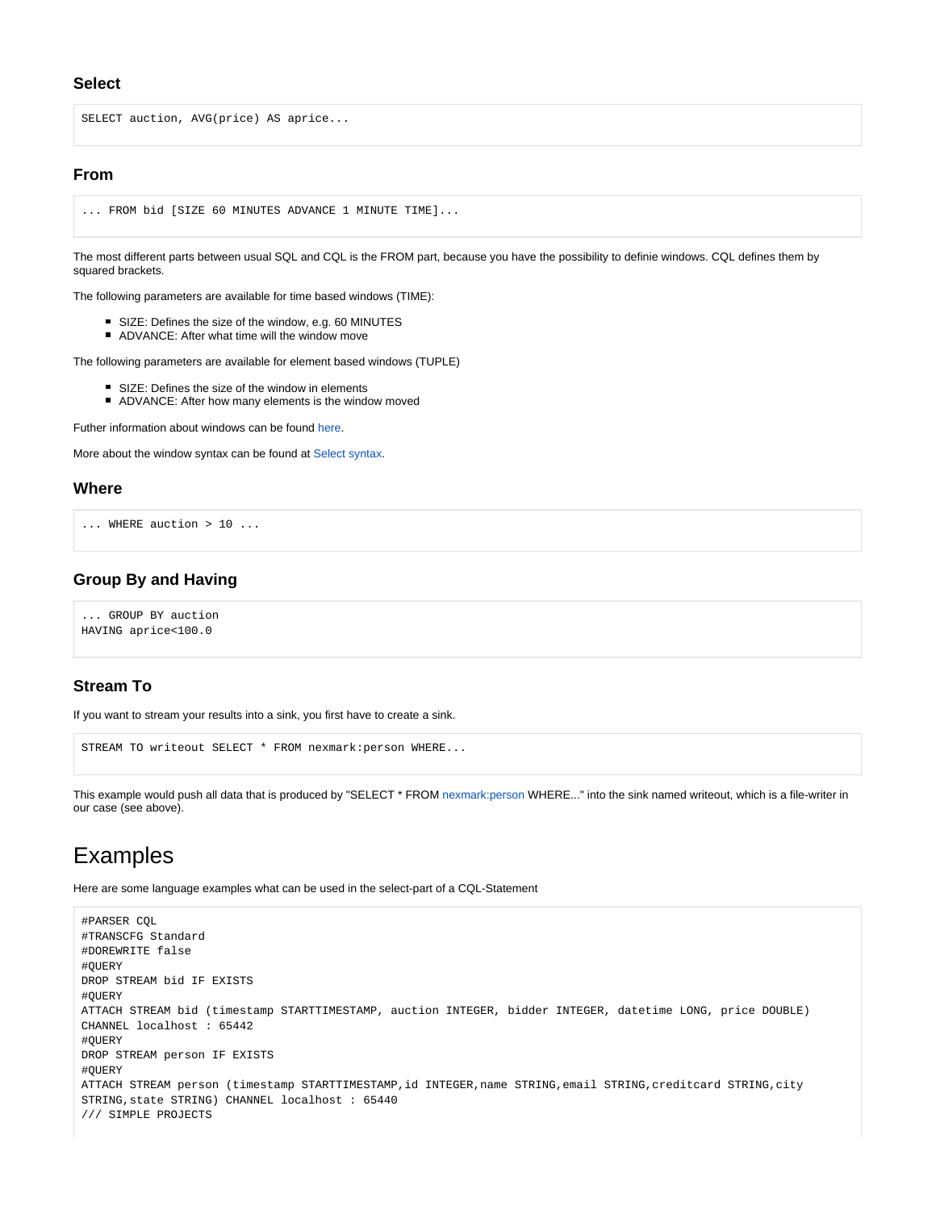### Select

```
SELECT auction, AVG(price) AS aprice...
```

### From

```
... FROM bid [SIZE 60 MINUTES ADVANCE 1 MINUTE TIME]...
```

The most different parts between usual SQL and CQL is the FROM part, because you have the possibility to definie windows. CQL defines them by squared brackets.

The following parameters are available for time based windows (TIME):

- SIZE: Defines the size of the window, e.g. 60 MINUTES
- ADVANCE: After what time will the window move

The following parameters are available for element based windows (TUPLE)

- SIZE: Defines the size of the window in elements
- ADVANCE: After how many elements is the window moved

Futher information about windows can be found here.

More about the window syntax can be found at Select syntax.

### Where

```
... WHERE auction > 10 ...
```

### Group By and Having

```
... GROUP BY auction
HAVING aprice<100.0
```

### Stream To

If you want to stream your results into a sink, you first have to create a sink.

```
STREAM TO writeout SELECT * FROM nexmark:person WHERE...
```

This example would push all data that is produced by "SELECT * FROM nexmark:person WHERE..." into the sink named writeout, which is a file-writer in our case (see above).

## Examples

Here are some language examples what can be used in the select-part of a CQL-Statement

```
#PARSER CQL
#TRANSCFG Standard
#DOREWRITE false
#QUERY
DROP STREAM bid IF EXISTS
#QUERY
ATTACH STREAM bid (timestamp STARTTIMESTAMP, auction INTEGER, bidder INTEGER, datetime LONG, price DOUBLE)
CHANNEL localhost : 65442
#QUERY
DROP STREAM person IF EXISTS
#QUERY
ATTACH STREAM person (timestamp STARTTIMESTAMP,id INTEGER,name STRING,email STRING,creditcard STRING,city
STRING,state STRING) CHANNEL localhost : 65440
/// SIMPLE PROJECTS
```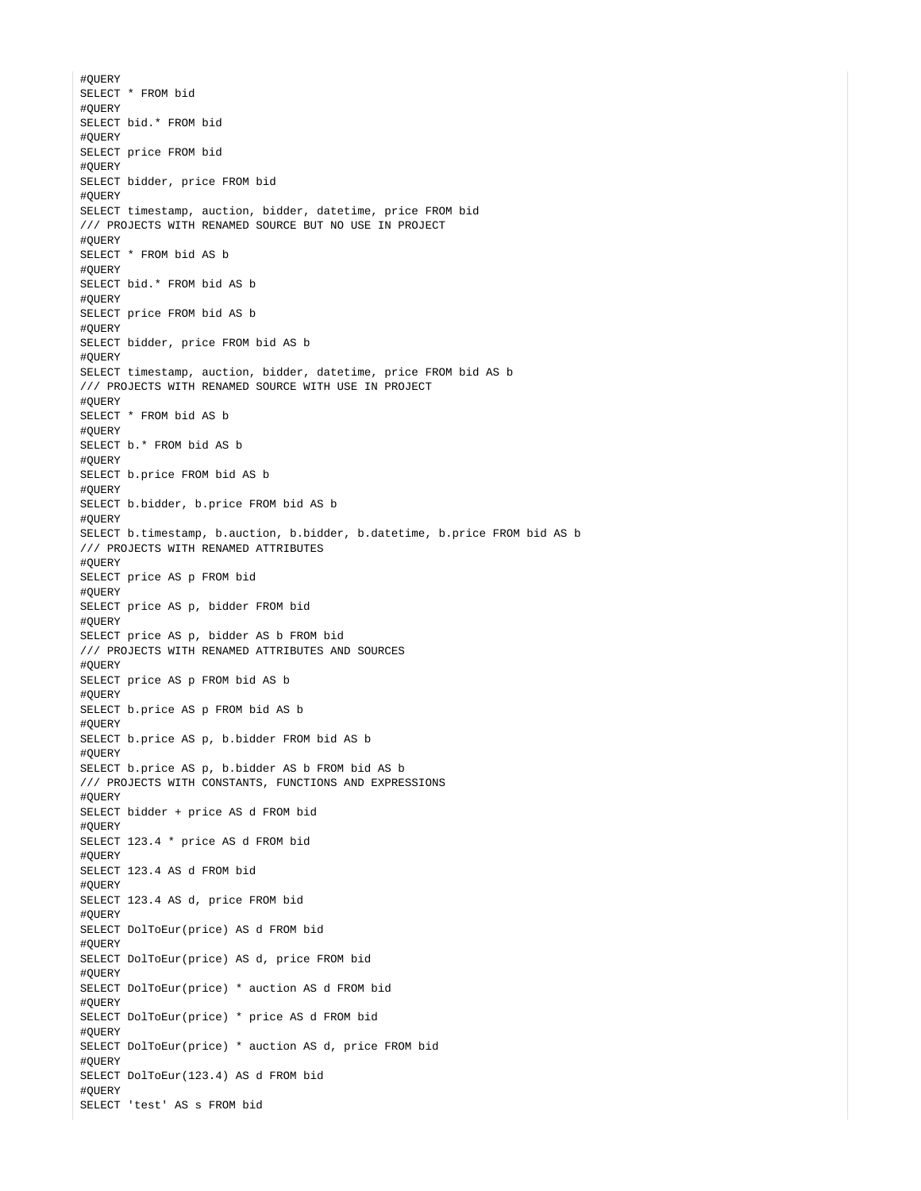```
#QUERY
SELECT * FROM bid
#QUERY
SELECT bid.* FROM bid
#QUERY
SELECT price FROM bid
#QUERY
SELECT bidder, price FROM bid
#QUERY
SELECT timestamp, auction, bidder, datetime, price FROM bid
/// PROJECTS WITH RENAMED SOURCE BUT NO USE IN PROJECT
#QUERY
SELECT * FROM bid AS b
#QUERY
SELECT bid.* FROM bid AS b
#QUERY
SELECT price FROM bid AS b
#QUERY
SELECT bidder, price FROM bid AS b
#QUERY
SELECT timestamp, auction, bidder, datetime, price FROM bid AS b
/// PROJECTS WITH RENAMED SOURCE WITH USE IN PROJECT
#QUERY
SELECT * FROM bid AS b
#QUERY
SELECT b.* FROM bid AS b
#QUERY
SELECT b.price FROM bid AS b
#QUERY
SELECT b.bidder, b.price FROM bid AS b
#QUERY
SELECT b.timestamp, b.auction, b.bidder, b.datetime, b.price FROM bid AS b
/// PROJECTS WITH RENAMED ATTRIBUTES
#QUERY
SELECT price AS p FROM bid
#QUERY
SELECT price AS p, bidder FROM bid
#QUERY
SELECT price AS p, bidder AS b FROM bid
/// PROJECTS WITH RENAMED ATTRIBUTES AND SOURCES
#QUERY
SELECT price AS p FROM bid AS b
#QUERY
SELECT b.price AS p FROM bid AS b
#QUERY
SELECT b.price AS p, b.bidder FROM bid AS b
#QUERY
SELECT b.price AS p, b.bidder AS b FROM bid AS b
/// PROJECTS WITH CONSTANTS, FUNCTIONS AND EXPRESSIONS
#QUERY
SELECT bidder + price AS d FROM bid
#QUERY
SELECT 123.4 * price AS d FROM bid
#QUERY
SELECT 123.4 AS d FROM bid
#QUERY
SELECT 123.4 AS d, price FROM bid
#QUERY
SELECT DolToEur(price) AS d FROM bid
#QUERY
SELECT DolToEur(price) AS d, price FROM bid
#QUERY
SELECT DolToEur(price) * auction AS d FROM bid
#QUERY
SELECT DolToEur(price) * price AS d FROM bid
#QUERY
SELECT DolToEur(price) * auction AS d, price FROM bid
#QUERY
SELECT DolToEur(123.4) AS d FROM bid
#QUERY
SELECT 'test' AS s FROM bid
```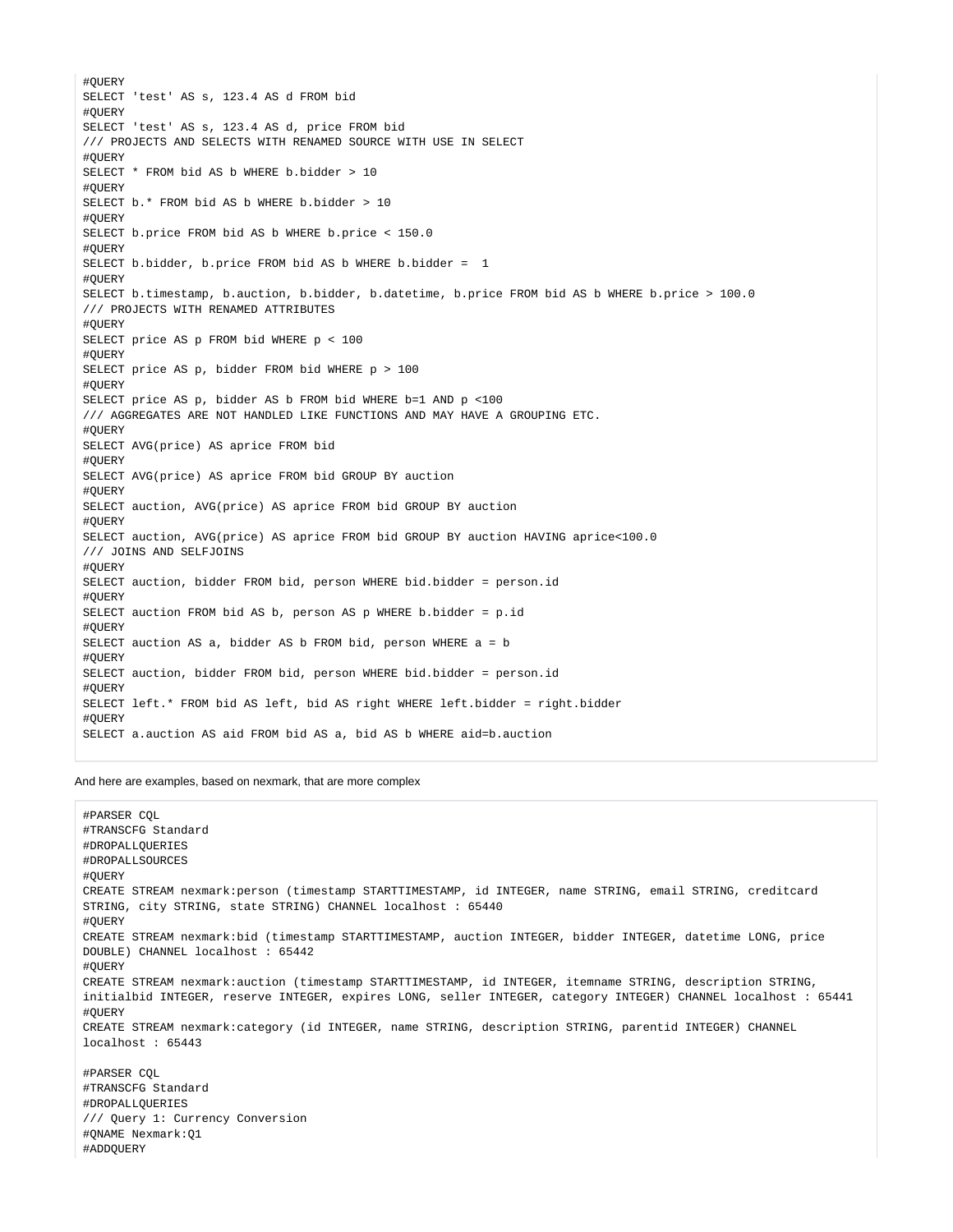```
#QUERY
SELECT 'test' AS s, 123.4 AS d FROM bid
#QUERY
SELECT 'test' AS s, 123.4 AS d, price FROM bid
/// PROJECTS AND SELECTS WITH RENAMED SOURCE WITH USE IN SELECT
#QUERY
SELECT * FROM bid AS b WHERE b.bidder > 10
#QUERY
SELECT b.* FROM bid AS b WHERE b.bidder > 10
#QUERY
SELECT b.price FROM bid AS b WHERE b.price < 150.0
#QUERY
SELECT b.bidder, b.price FROM bid AS b WHERE b.bidder =  1
#QUERY
SELECT b.timestamp, b.auction, b.bidder, b.datetime, b.price FROM bid AS b WHERE b.price > 100.0
/// PROJECTS WITH RENAMED ATTRIBUTES
#QUERY
SELECT price AS p FROM bid WHERE p < 100
#QUERY
SELECT price AS p, bidder FROM bid WHERE p > 100
#QUERY
SELECT price AS p, bidder AS b FROM bid WHERE b=1 AND p <100
/// AGGREGATES ARE NOT HANDLED LIKE FUNCTIONS AND MAY HAVE A GROUPING ETC.
#QUERY
SELECT AVG(price) AS aprice FROM bid
#QUERY
SELECT AVG(price) AS aprice FROM bid GROUP BY auction
#QUERY
SELECT auction, AVG(price) AS aprice FROM bid GROUP BY auction
#QUERY
SELECT auction, AVG(price) AS aprice FROM bid GROUP BY auction HAVING aprice<100.0
/// JOINS AND SELFJOINS
#QUERY
SELECT auction, bidder FROM bid, person WHERE bid.bidder = person.id
#QUERY
SELECT auction FROM bid AS b, person AS p WHERE b.bidder = p.id
#QUERY
SELECT auction AS a, bidder AS b FROM bid, person WHERE a = b
#QUERY
SELECT auction, bidder FROM bid, person WHERE bid.bidder = person.id
#QUERY
SELECT left.* FROM bid AS left, bid AS right WHERE left.bidder = right.bidder
#QUERY
SELECT a.auction AS aid FROM bid AS a, bid AS b WHERE aid=b.auction
```

And here are examples, based on nexmark, that are more complex

```
#PARSER CQL
#TRANSCFG Standard
#DROPALLQUERIES
#DROPALLSOURCES
#QUERY
CREATE STREAM nexmark:person (timestamp STARTTIMESTAMP, id INTEGER, name STRING, email STRING, creditcard
STRING, city STRING, state STRING) CHANNEL localhost : 65440
#QUERY
CREATE STREAM nexmark:bid (timestamp STARTTIMESTAMP, auction INTEGER, bidder INTEGER, datetime LONG, price
DOUBLE) CHANNEL localhost : 65442
#QUERY
CREATE STREAM nexmark:auction (timestamp STARTTIMESTAMP, id INTEGER, itemname STRING, description STRING,
initialbid INTEGER, reserve INTEGER, expires LONG, seller INTEGER, category INTEGER) CHANNEL localhost : 65441
#QUERY
CREATE STREAM nexmark:category (id INTEGER, name STRING, description STRING, parentid INTEGER) CHANNEL
localhost : 65443

#PARSER CQL
#TRANSCFG Standard
#DROPALLQUERIES
/// Query 1: Currency Conversion
#QNAME Nexmark:Q1
#ADDQUERY
```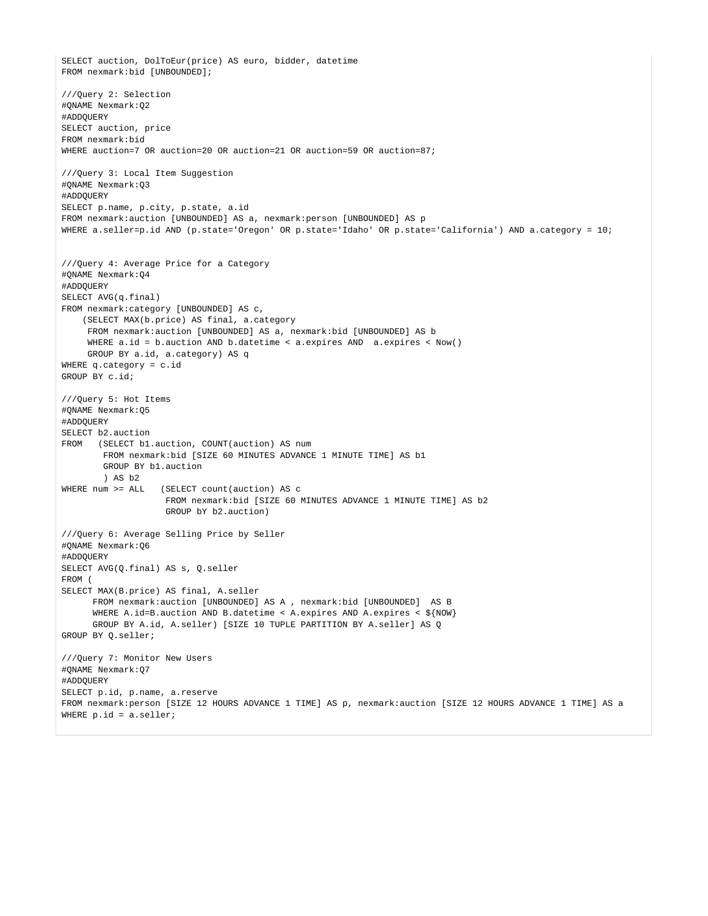```
SELECT auction, DolToEur(price) AS euro, bidder, datetime
FROM nexmark:bid [UNBOUNDED];

///Query 2: Selection
#QNAME Nexmark:Q2
#ADDQUERY
SELECT auction, price
FROM nexmark:bid
WHERE auction=7 OR auction=20 OR auction=21 OR auction=59 OR auction=87;

///Query 3: Local Item Suggestion
#QNAME Nexmark:Q3
#ADDQUERY
SELECT p.name, p.city, p.state, a.id
FROM nexmark:auction [UNBOUNDED] AS a, nexmark:person [UNBOUNDED] AS p
WHERE a.seller=p.id AND (p.state='Oregon' OR p.state='Idaho' OR p.state='California') AND a.category = 10;


///Query 4: Average Price for a Category
#QNAME Nexmark:Q4
#ADDQUERY
SELECT AVG(q.final)
FROM nexmark:category [UNBOUNDED] AS c,
    (SELECT MAX(b.price) AS final, a.category
     FROM nexmark:auction [UNBOUNDED] AS a, nexmark:bid [UNBOUNDED] AS b
     WHERE a.id = b.auction AND b.datetime < a.expires AND  a.expires < Now()
     GROUP BY a.id, a.category) AS q
WHERE q.category = c.id
GROUP BY c.id;

///Query 5: Hot Items
#QNAME Nexmark:Q5
#ADDQUERY
SELECT b2.auction
FROM   (SELECT b1.auction, COUNT(auction) AS num
        FROM nexmark:bid [SIZE 60 MINUTES ADVANCE 1 MINUTE TIME] AS b1
        GROUP BY b1.auction
        ) AS b2
WHERE num >= ALL   (SELECT count(auction) AS c
                    FROM nexmark:bid [SIZE 60 MINUTES ADVANCE 1 MINUTE TIME] AS b2
                    GROUP bY b2.auction)

///Query 6: Average Selling Price by Seller
#QNAME Nexmark:Q6
#ADDQUERY
SELECT AVG(Q.final) AS s, Q.seller
FROM (
SELECT MAX(B.price) AS final, A.seller
      FROM nexmark:auction [UNBOUNDED] AS A , nexmark:bid [UNBOUNDED]  AS B
      WHERE A.id=B.auction AND B.datetime < A.expires AND A.expires < ${NOW}
      GROUP BY A.id, A.seller) [SIZE 10 TUPLE PARTITION BY A.seller] AS Q
GROUP BY Q.seller;

///Query 7: Monitor New Users
#QNAME Nexmark:Q7
#ADDQUERY
SELECT p.id, p.name, a.reserve
FROM nexmark:person [SIZE 12 HOURS ADVANCE 1 TIME] AS p, nexmark:auction [SIZE 12 HOURS ADVANCE 1 TIME] AS a
WHERE p.id = a.seller;
```